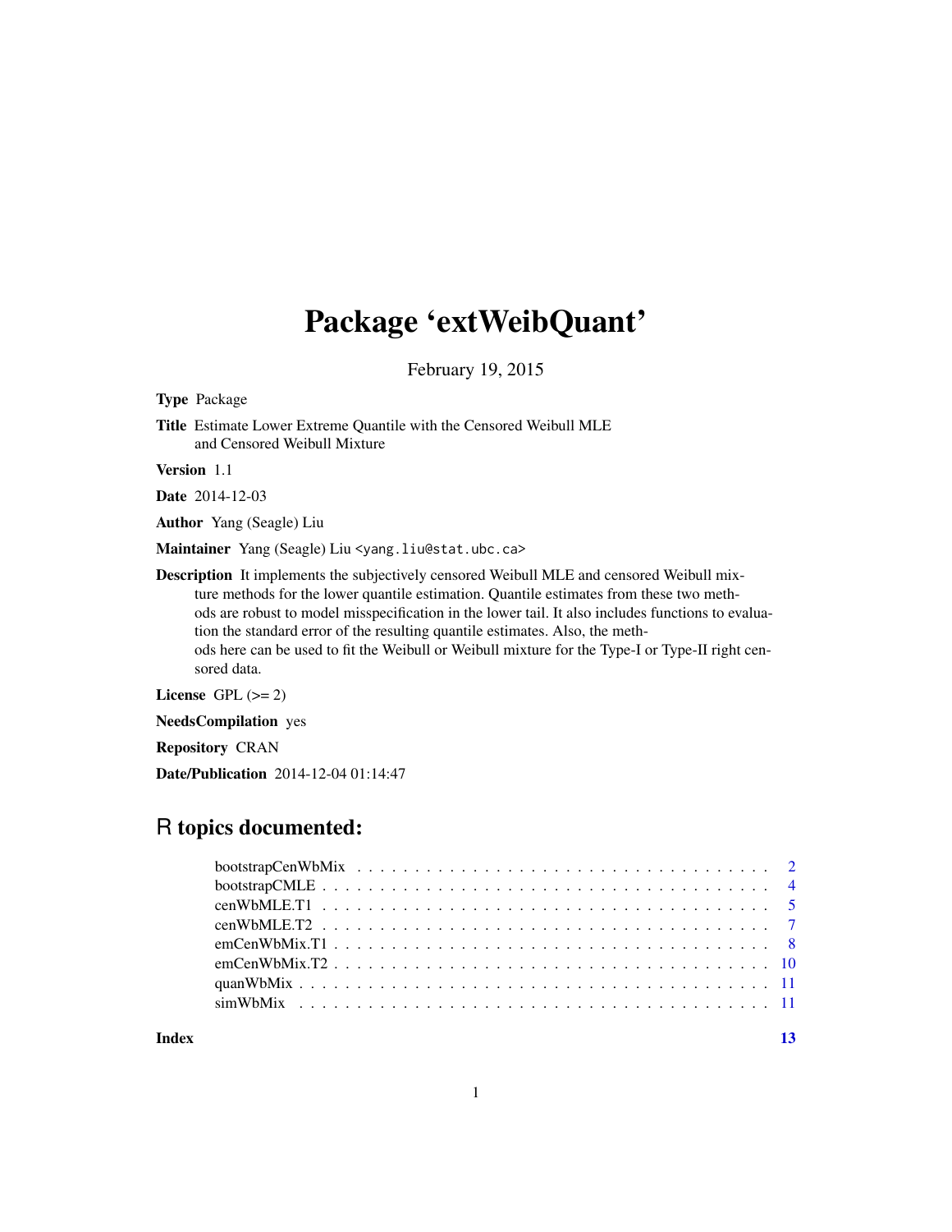# Package 'extWeibQuant'

February 19, 2015

**Type** Package

**Title** Estimate Lower Extreme Quantile with the Censored Weibull MLE and Censored Weibull Mixture

**Version** 1.1

**Date** 2014-12-03

**Author** Yang (Seagle) Liu

**Maintainer** Yang (Seagle) Liu <yang.liu@stat.ubc.ca>

**Description** It implements the subjectively censored Weibull MLE and censored Weibull mixture methods for the lower quantile estimation. Quantile estimates from these two methods are robust to model misspecification in the lower tail. It also includes functions to evaluation the standard error of the resulting quantile estimates. Also, the methods here can be used to fit the Weibull or Weibull mixture for the Type-I or Type-II right censored data.

**License** GPL (>= 2)

**NeedsCompilation** yes

**Repository** CRAN

**Date/Publication** 2014-12-04 01:14:47

## R topics documented:

- bootstrapCenWbMix . . . . . 2
- bootstrapCMLE . . . . . 4
- cenWbMLE.T1 . . . . . 5
- cenWbMLE.T2 . . . . . 7
- emCenWbMix.T1 . . . . . 8
- emCenWbMix.T2 . . . . . 10
- quanWbMix . . . . . 11
- simWbMix . . . . . 11

**Index** 13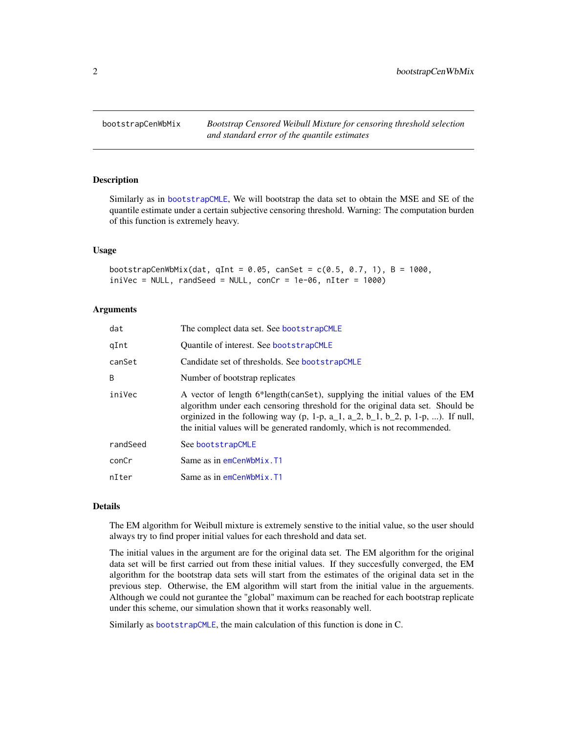# bootstrapCenWbMix

*Bootstrap Censored Weibull Mixture for censoring threshold selection and standard error of the quantile estimates*

## Description

Similarly as in bootstrapCMLE, We will bootstrap the data set to obtain the MSE and SE of the quantile estimate under a certain subjective censoring threshold. Warning: The computation burden of this function is extremely heavy.

## Usage

```
bootstrapCenWbMix(dat, qInt = 0.05, canSet = c(0.5, 0.7, 1), B = 1000,
iniVec = NULL, randSeed = NULL, conCr = 1e-06, nIter = 1000)
```

## Arguments

| | |
|---|---|
| dat | The complect data set. See bootstrapCMLE |
| qInt | Quantile of interest. See bootstrapCMLE |
| canSet | Candidate set of thresholds. See bootstrapCMLE |
| B | Number of bootstrap replicates |
| iniVec | A vector of length 6*length(canSet), supplying the initial values of the EM algorithm under each censoring threshold for the original data set. Should be orginized in the following way (p, 1-p, a_1, a_2, b_1, b_2, p, 1-p, ...). If null, the initial values will be generated randomly, which is not recommended. |
| randSeed | See bootstrapCMLE |
| conCr | Same as in emCenWbMix.T1 |
| nIter | Same as in emCenWbMix.T1 |

## Details

The EM algorithm for Weibull mixture is extremely senstive to the initial value, so the user should always try to find proper initial values for each threshold and data set.

The initial values in the argument are for the original data set. The EM algorithm for the original data set will be first carried out from these initial values. If they succesfully converged, the EM algorithm for the bootstrap data sets will start from the estimates of the original data set in the previous step. Otherwise, the EM algorithm will start from the initial value in the arguements. Although we could not gurantee the "global" maximum can be reached for each bootstrap replicate under this scheme, our simulation shown that it works reasonably well.

Similarly as bootstrapCMLE, the main calculation of this function is done in C.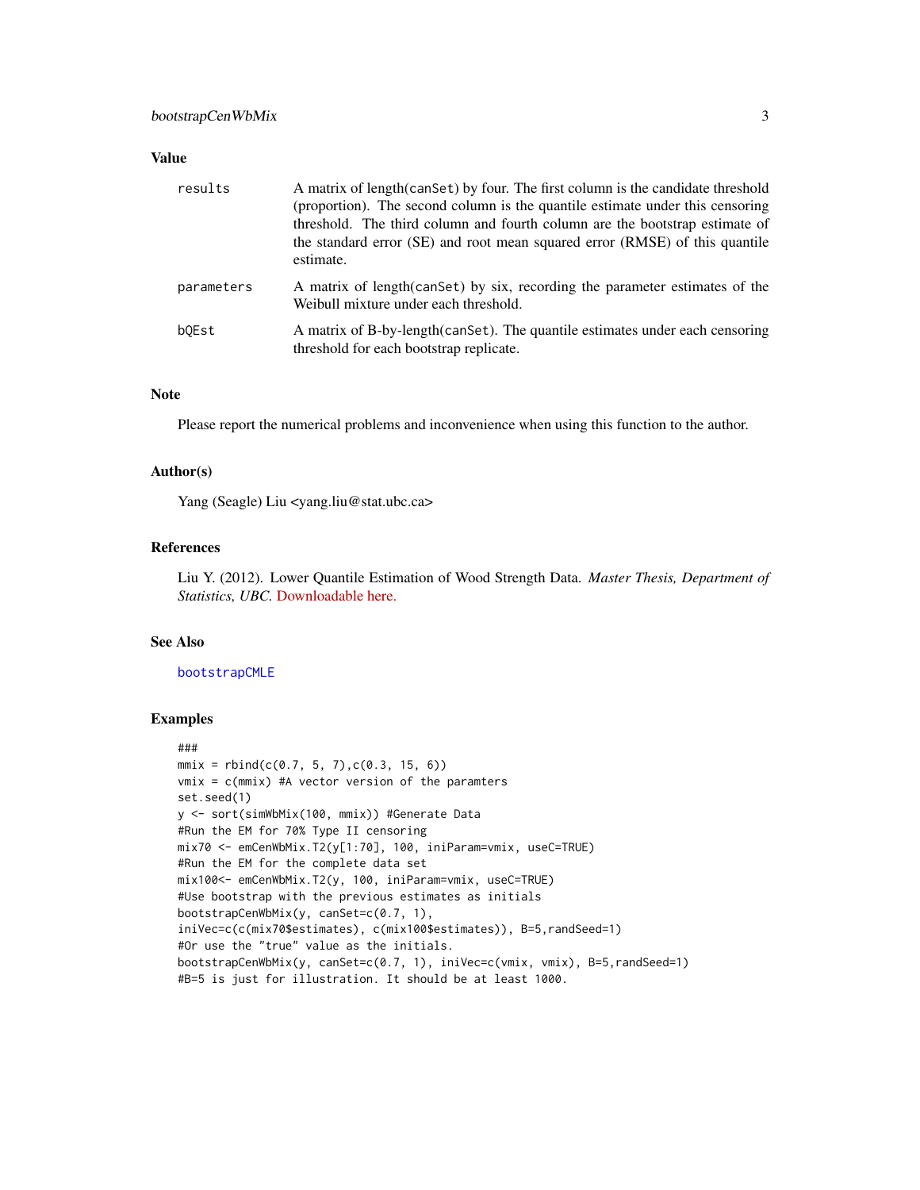## Value

| | |
|---|---|
| `results` | A matrix of length(`canSet`) by four. The first column is the candidate threshold (proportion). The second column is the quantile estimate under this censoring threshold. The third column and fourth column are the bootstrap estimate of the standard error (SE) and root mean squared error (RMSE) of this quantile estimate. |
| `parameters` | A matrix of length(`canSet`) by six, recording the parameter estimates of the Weibull mixture under each threshold. |
| `bQEst` | A matrix of B-by-length(`canSet`). The quantile estimates under each censoring threshold for each bootstrap replicate. |

## Note

Please report the numerical problems and inconvenience when using this function to the author.

## Author(s)

Yang (Seagle) Liu <yang.liu@stat.ubc.ca>

## References

Liu Y. (2012). Lower Quantile Estimation of Wood Strength Data. *Master Thesis, Department of Statistics, UBC.* Downloadable here.

## See Also

`bootstrapCMLE`

## Examples

```
###
mmix = rbind(c(0.7, 5, 7),c(0.3, 15, 6))
vmix = c(mmix) #A vector version of the paramters
set.seed(1)
y <- sort(simWbMix(100, mmix)) #Generate Data
#Run the EM for 70% Type II censoring
mix70 <- emCenWbMix.T2(y[1:70], 100, iniParam=vmix, useC=TRUE)
#Run the EM for the complete data set
mix100<- emCenWbMix.T2(y, 100, iniParam=vmix, useC=TRUE)
#Use bootstrap with the previous estimates as initials
bootstrapCenWbMix(y, canSet=c(0.7, 1),
iniVec=c(c(mix70$estimates), c(mix100$estimates)), B=5,randSeed=1)
#Or use the "true" value as the initials.
bootstrapCenWbMix(y, canSet=c(0.7, 1), iniVec=c(vmix, vmix), B=5,randSeed=1)
#B=5 is just for illustration. It should be at least 1000.
```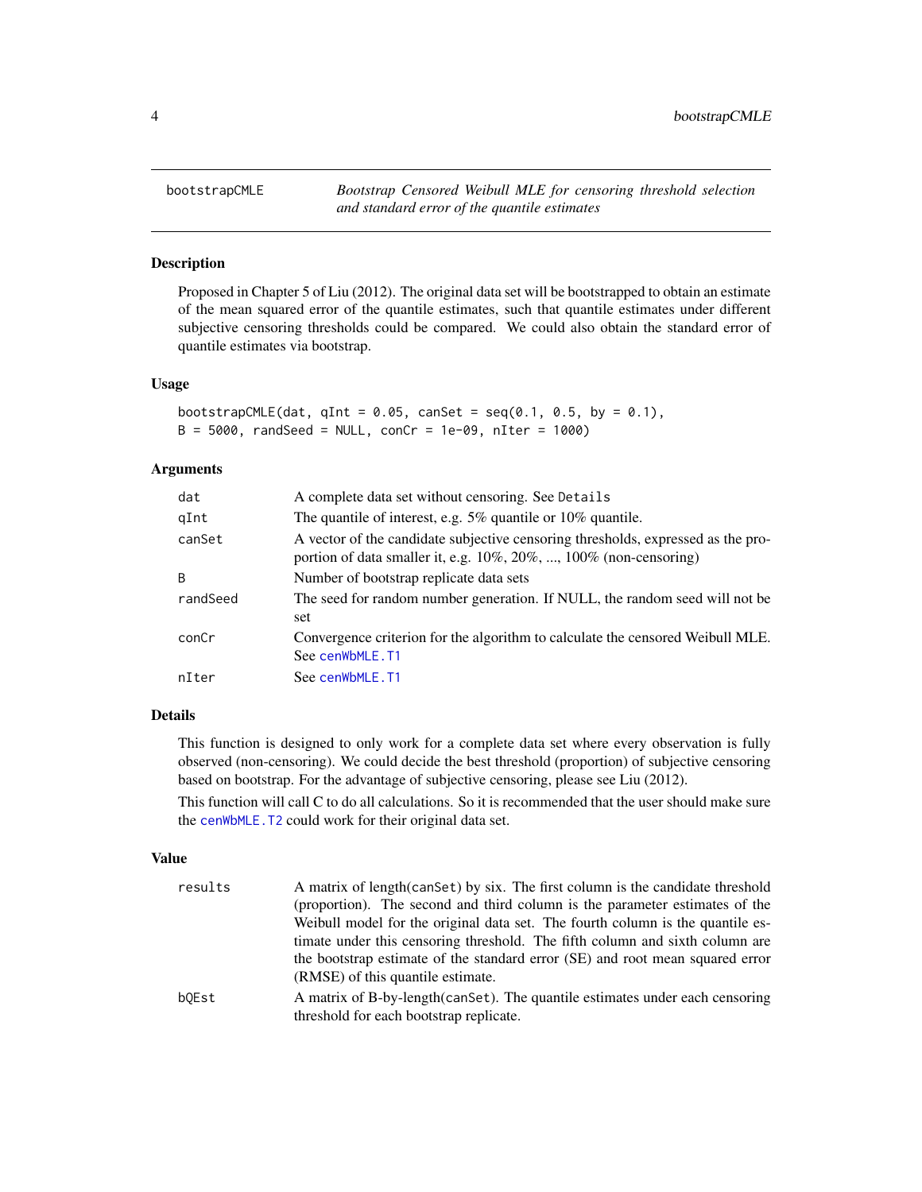## bootstrapCMLE — *Bootstrap Censored Weibull MLE for censoring threshold selection and standard error of the quantile estimates*

### Description

Proposed in Chapter 5 of Liu (2012). The original data set will be bootstrapped to obtain an estimate of the mean squared error of the quantile estimates, such that quantile estimates under different subjective censoring thresholds could be compared. We could also obtain the standard error of quantile estimates via bootstrap.

### Usage

```
bootstrapCMLE(dat, qInt = 0.05, canSet = seq(0.1, 0.5, by = 0.1),
B = 5000, randSeed = NULL, conCr = 1e-09, nIter = 1000)
```

### Arguments

| | |
|---|---|
| dat | A complete data set without censoring. See Details |
| qInt | The quantile of interest, e.g. 5% quantile or 10% quantile. |
| canSet | A vector of the candidate subjective censoring thresholds, expressed as the proportion of data smaller it, e.g. 10%, 20%, ..., 100% (non-censoring) |
| B | Number of bootstrap replicate data sets |
| randSeed | The seed for random number generation. If NULL, the random seed will not be set |
| conCr | Convergence criterion for the algorithm to calculate the censored Weibull MLE. See cenWbMLE.T1 |
| nIter | See cenWbMLE.T1 |

### Details

This function is designed to only work for a complete data set where every observation is fully observed (non-censoring). We could decide the best threshold (proportion) of subjective censoring based on bootstrap. For the advantage of subjective censoring, please see Liu (2012).

This function will call C to do all calculations. So it is recommended that the user should make sure the cenWbMLE.T2 could work for their original data set.

### Value

| | |
|---|---|
| results | A matrix of length(canSet) by six. The first column is the candidate threshold (proportion). The second and third column is the parameter estimates of the Weibull model for the original data set. The fourth column is the quantile estimate under this censoring threshold. The fifth column and sixth column are the bootstrap estimate of the standard error (SE) and root mean squared error (RMSE) of this quantile estimate. |
| bQEst | A matrix of B-by-length(canSet). The quantile estimates under each censoring threshold for each bootstrap replicate. |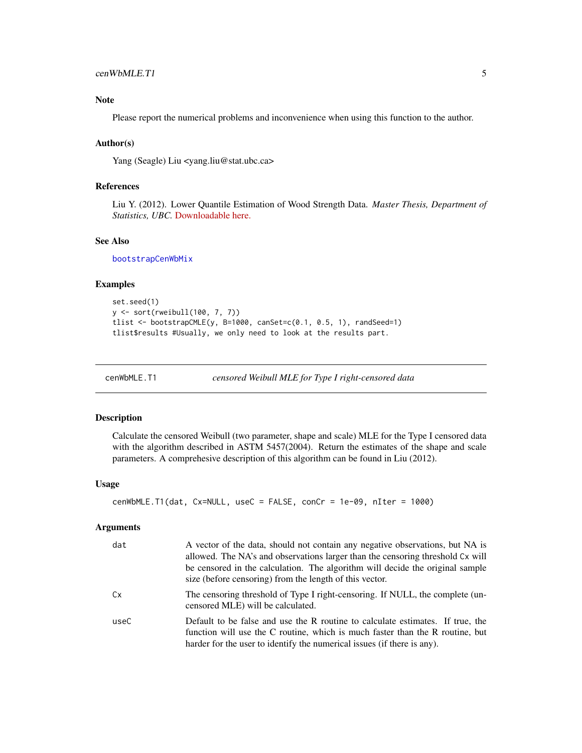## Note

Please report the numerical problems and inconvenience when using this function to the author.

## Author(s)

Yang (Seagle) Liu <yang.liu@stat.ubc.ca>

## References

Liu Y. (2012). Lower Quantile Estimation of Wood Strength Data. *Master Thesis, Department of Statistics, UBC*. Downloadable here.

## See Also

bootstrapCenWbMix

## Examples

```
set.seed(1)
y <- sort(rweibull(100, 7, 7))
tlist <- bootstrapCMLE(y, B=1000, canSet=c(0.1, 0.5, 1), randSeed=1)
tlist$results #Usually, we only need to look at the results part.
```

---

# cenWbMLE.T1 — *censored Weibull MLE for Type I right-censored data*

## Description

Calculate the censored Weibull (two parameter, shape and scale) MLE for the Type I censored data with the algorithm described in ASTM 5457(2004). Return the estimates of the shape and scale parameters. A comprehesive description of this algorithm can be found in Liu (2012).

## Usage

```
cenWbMLE.T1(dat, Cx=NULL, useC = FALSE, conCr = 1e-09, nIter = 1000)
```

## Arguments

| | |
|---|---|
| dat | A vector of the data, should not contain any negative observations, but NA is allowed. The NA's and observations larger than the censoring threshold Cx will be censored in the calculation. The algorithm will decide the original sample size (before censoring) from the length of this vector. |
| Cx | The censoring threshold of Type I right-censoring. If NULL, the complete (uncensored MLE) will be calculated. |
| useC | Default to be false and use the R routine to calculate estimates. If true, the function will use the C routine, which is much faster than the R routine, but harder for the user to identify the numerical issues (if there is any). |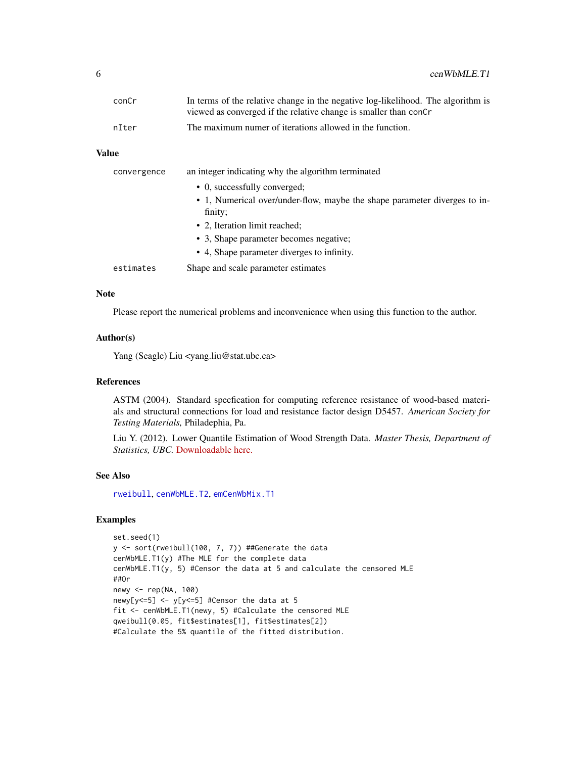| | |
|---|---|
| conCr | In terms of the relative change in the negative log-likelihood. The algorithm is viewed as converged if the relative change is smaller than conCr |
| nIter | The maximum numer of iterations allowed in the function. |

## Value

| | |
|---|---|
| convergence | an integer indicating why the algorithm terminated<br>• 0, successfully converged;<br>• 1, Numerical over/under-flow, maybe the shape parameter diverges to infinity;<br>• 2, Iteration limit reached;<br>• 3, Shape parameter becomes negative;<br>• 4, Shape parameter diverges to infinity. |
| estimates | Shape and scale parameter estimates |

## Note

Please report the numerical problems and inconvenience when using this function to the author.

## Author(s)

Yang (Seagle) Liu <yang.liu@stat.ubc.ca>

## References

ASTM (2004). Standard specfication for computing reference resistance of wood-based materials and structural connections for load and resistance factor design D5457. *American Society for Testing Materials,* Philadephia, Pa.

Liu Y. (2012). Lower Quantile Estimation of Wood Strength Data. *Master Thesis, Department of Statistics, UBC.* Downloadable here.

## See Also

rweibull, cenWbMLE.T2, emCenWbMix.T1

## Examples

```
set.seed(1)
y <- sort(rweibull(100, 7, 7)) ##Generate the data
cenWbMLE.T1(y) #The MLE for the complete data
cenWbMLE.T1(y, 5) #Censor the data at 5 and calculate the censored MLE
##Or
newy <- rep(NA, 100)
newy[y<=5] <- y[y<=5] #Censor the data at 5
fit <- cenWbMLE.T1(newy, 5) #Calculate the censored MLE
qweibull(0.05, fit$estimates[1], fit$estimates[2])
#Calculate the 5% quantile of the fitted distribution.
```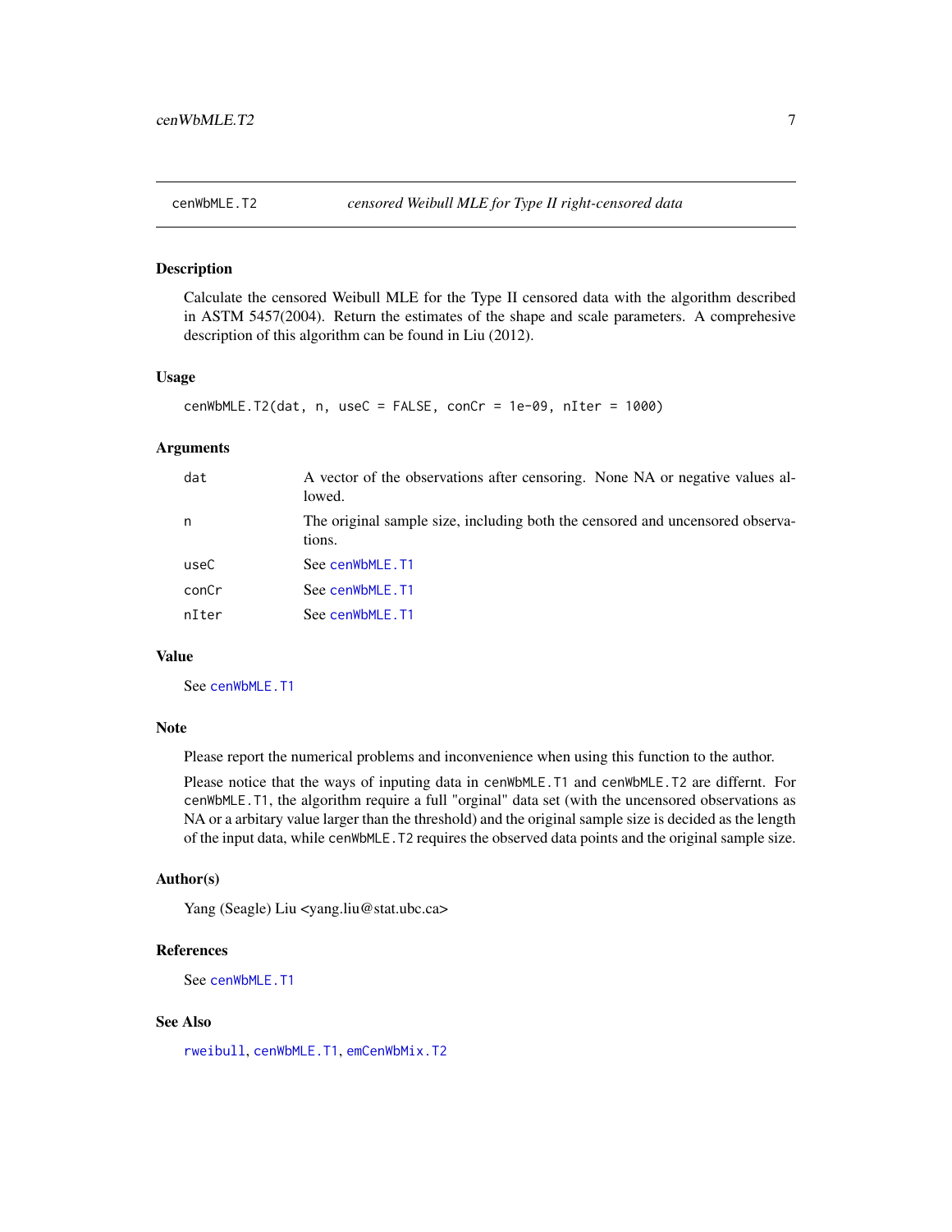# cenWbMLE.T2 — *censored Weibull MLE for Type II right-censored data*

## Description

Calculate the censored Weibull MLE for the Type II censored data with the algorithm described in ASTM 5457(2004). Return the estimates of the shape and scale parameters. A comprehesive description of this algorithm can be found in Liu (2012).

## Usage

```
cenWbMLE.T2(dat, n, useC = FALSE, conCr = 1e-09, nIter = 1000)
```

## Arguments

| | |
|---|---|
| dat | A vector of the observations after censoring. None NA or negative values allowed. |
| n | The original sample size, including both the censored and uncensored observations. |
| useC | See cenWbMLE.T1 |
| conCr | See cenWbMLE.T1 |
| nIter | See cenWbMLE.T1 |

## Value

See cenWbMLE.T1

## Note

Please report the numerical problems and inconvenience when using this function to the author.

Please notice that the ways of inputing data in cenWbMLE.T1 and cenWbMLE.T2 are differnt. For cenWbMLE.T1, the algorithm require a full "orginal" data set (with the uncensored observations as NA or a arbitary value larger than the threshold) and the original sample size is decided as the length of the input data, while cenWbMLE.T2 requires the observed data points and the original sample size.

## Author(s)

Yang (Seagle) Liu <yang.liu@stat.ubc.ca>

## References

See cenWbMLE.T1

## See Also

rweibull, cenWbMLE.T1, emCenWbMix.T2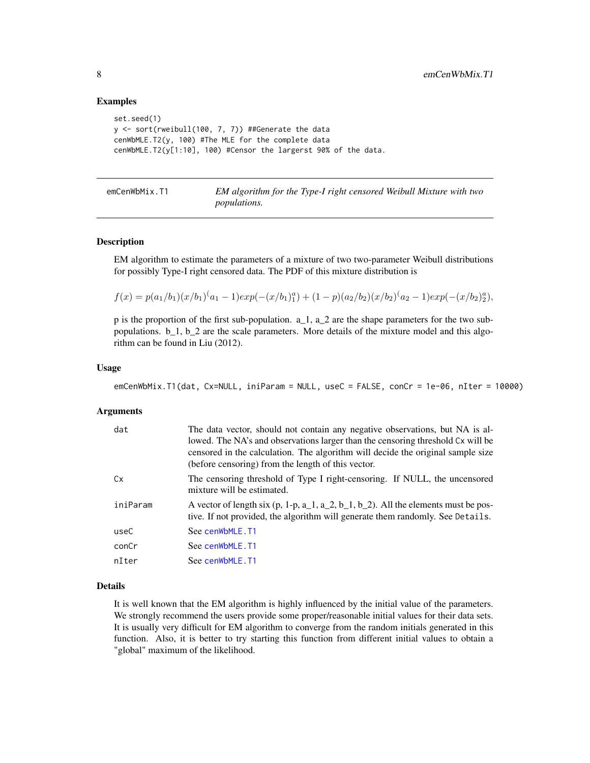### Examples

```
set.seed(1)
y <- sort(rweibull(100, 7, 7)) ##Generate the data
cenWbMLE.T2(y, 100) #The MLE for the complete data
cenWbMLE.T2(y[1:10], 100) #Censor the largerst 90% of the data.
```

---

## emCenWbMix.T1 — *EM algorithm for the Type-I right censored Weibull Mixture with two populations.*

---

### Description

EM algorithm to estimate the parameters of a mixture of two two-parameter Weibull distributions for possibly Type-I right censored data. The PDF of this mixture distribution is

$$f(x) = p(a_1/b_1)(x/b_1)^(a_1 - 1)exp(-(x/b_1)^a_1) + (1-p)(a_2/b_2)(x/b_2)^(a_2 - 1)exp(-(x/b_2)^a_2),$$

p is the proportion of the first sub-population. a_1, a_2 are the shape parameters for the two sub-populations. b_1, b_2 are the scale parameters. More details of the mixture model and this algorithm can be found in Liu (2012).

### Usage

```
emCenWbMix.T1(dat, Cx=NULL, iniParam = NULL, useC = FALSE, conCr = 1e-06, nIter = 10000)
```

### Arguments

| | |
|---|---|
| `dat` | The data vector, should not contain any negative observations, but NA is allowed. The NA's and observations larger than the censoring threshold `Cx` will be censored in the calculation. The algorithm will decide the original sample size (before censoring) from the length of this vector. |
| `Cx` | The censoring threshold of Type I right-censoring. If NULL, the uncensored mixture will be estimated. |
| `iniParam` | A vector of length six (p, 1-p, a_1, a_2, b_1, b_2). All the elements must be postive. If not provided, the algorithm will generate them randomly. See `Details`. |
| `useC` | See `cenWbMLE.T1` |
| `conCr` | See `cenWbMLE.T1` |
| `nIter` | See `cenWbMLE.T1` |

### Details

It is well known that the EM algorithm is highly influenced by the initial value of the parameters. We strongly recommend the users provide some proper/reasonable initial values for their data sets. It is usually very difficult for EM algorithm to converge from the random initials generated in this function. Also, it is better to try starting this function from different initial values to obtain a "global" maximum of the likelihood.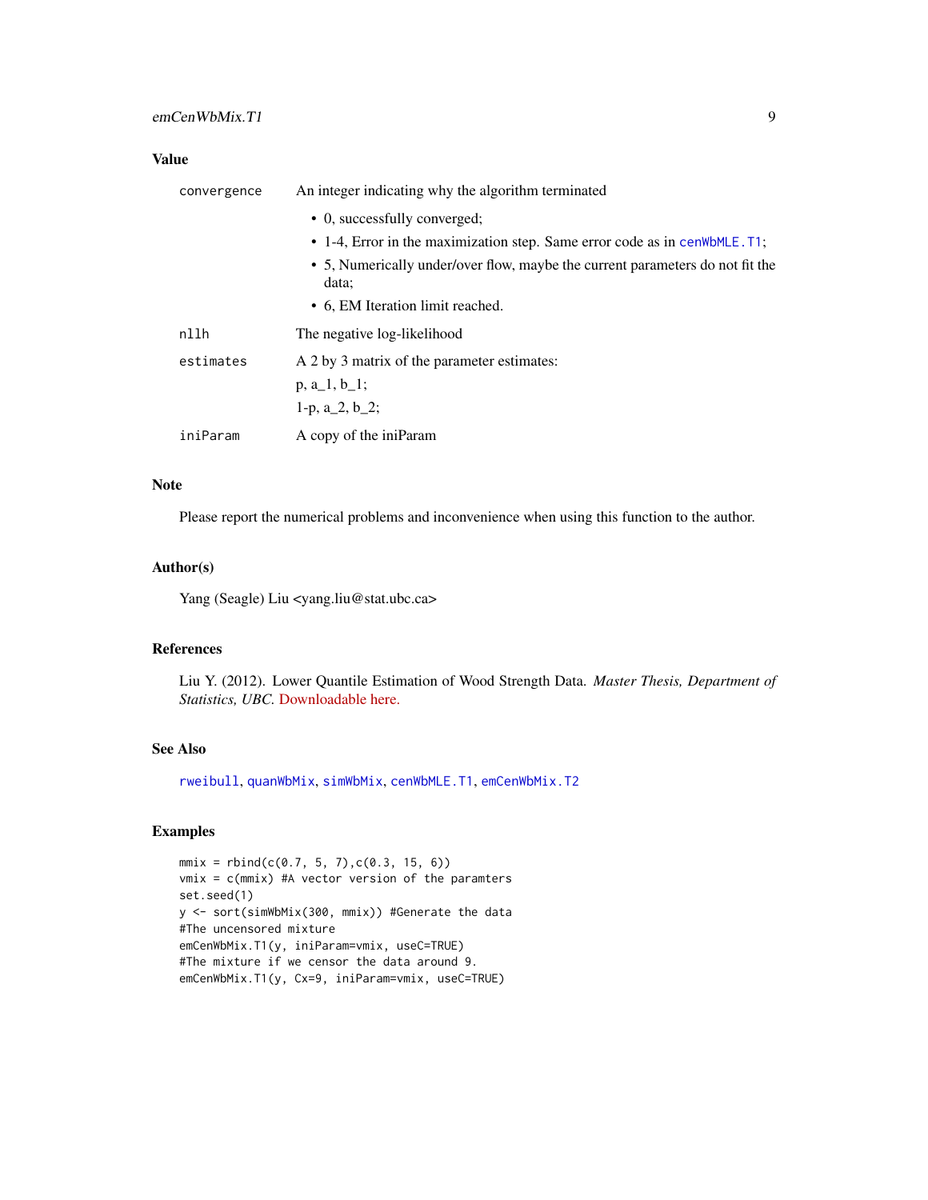## Value

| | |
|---|---|
| convergence | An integer indicating why the algorithm terminated<br>• 0, successfully converged;<br>• 1-4, Error in the maximization step. Same error code as in cenWbMLE.T1;<br>• 5, Numerically under/over flow, maybe the current parameters do not fit the data;<br>• 6, EM Iteration limit reached. |
| nllh | The negative log-likelihood |
| estimates | A 2 by 3 matrix of the parameter estimates:<br>p, a_1, b_1;<br>1-p, a_2, b_2; |
| iniParam | A copy of the iniParam |

## Note

Please report the numerical problems and inconvenience when using this function to the author.

## Author(s)

Yang (Seagle) Liu <yang.liu@stat.ubc.ca>

## References

Liu Y. (2012). Lower Quantile Estimation of Wood Strength Data. *Master Thesis, Department of Statistics, UBC.* Downloadable here.

## See Also

rweibull, quanWbMix, simWbMix, cenWbMLE.T1, emCenWbMix.T2

## Examples

```
mmix = rbind(c(0.7, 5, 7),c(0.3, 15, 6))
vmix = c(mmix) #A vector version of the paramters
set.seed(1)
y <- sort(simWbMix(300, mmix)) #Generate the data
#The uncensored mixture
emCenWbMix.T1(y, iniParam=vmix, useC=TRUE)
#The mixture if we censor the data around 9.
emCenWbMix.T1(y, Cx=9, iniParam=vmix, useC=TRUE)
```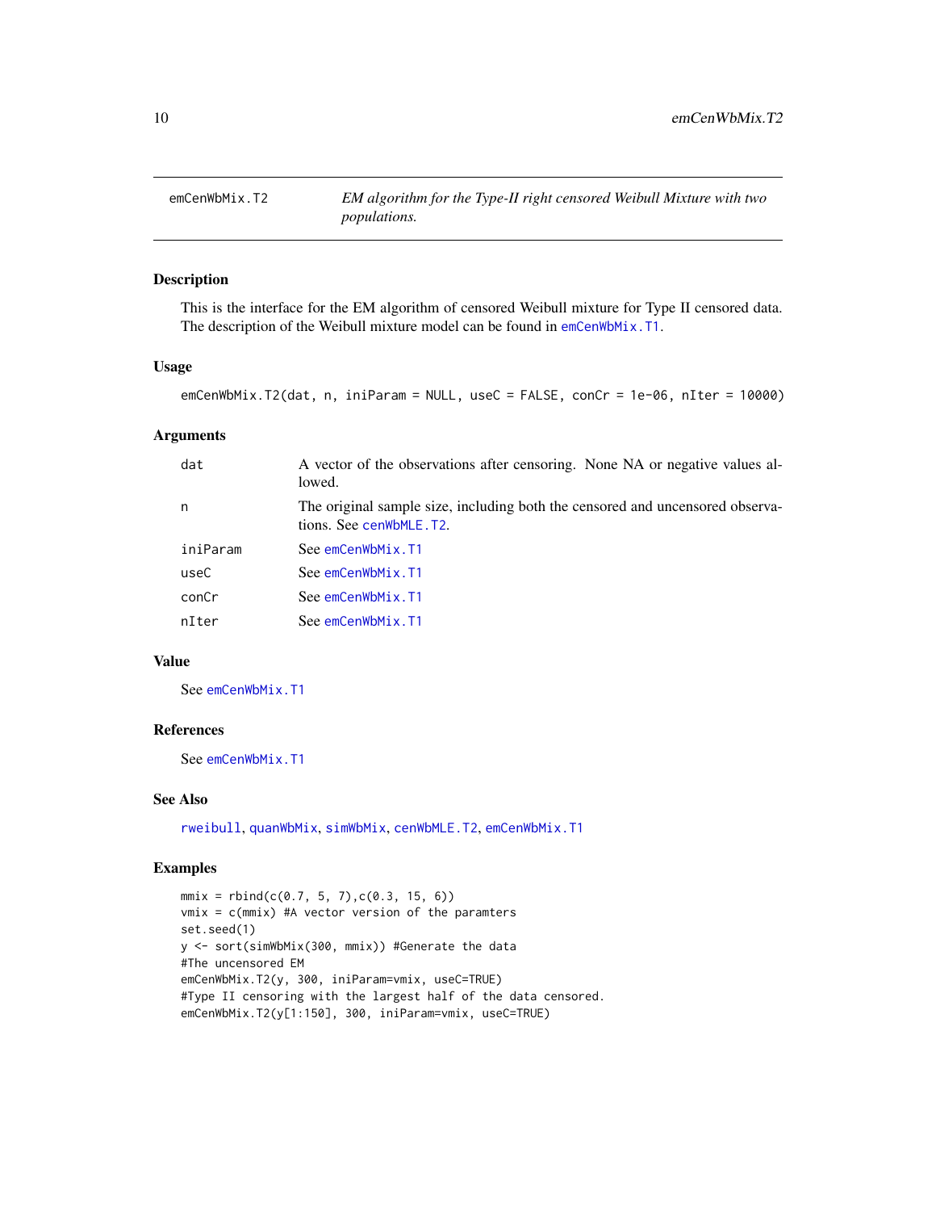## emCenWbMix.T2 — *EM algorithm for the Type-II right censored Weibull Mixture with two populations.*

### Description

This is the interface for the EM algorithm of censored Weibull mixture for Type II censored data. The description of the Weibull mixture model can be found in `emCenWbMix.T1`.

### Usage

```
emCenWbMix.T2(dat, n, iniParam = NULL, useC = FALSE, conCr = 1e-06, nIter = 10000)
```

### Arguments

| | |
|---|---|
| `dat` | A vector of the observations after censoring. None NA or negative values allowed. |
| `n` | The original sample size, including both the censored and uncensored observations. See `cenWbMLE.T2`. |
| `iniParam` | See `emCenWbMix.T1` |
| `useC` | See `emCenWbMix.T1` |
| `conCr` | See `emCenWbMix.T1` |
| `nIter` | See `emCenWbMix.T1` |

### Value

See `emCenWbMix.T1`

### References

See `emCenWbMix.T1`

### See Also

`rweibull`, `quanWbMix`, `simWbMix`, `cenWbMLE.T2`, `emCenWbMix.T1`

### Examples

```
mmix = rbind(c(0.7, 5, 7),c(0.3, 15, 6))
vmix = c(mmix) #A vector version of the paramters
set.seed(1)
y <- sort(simWbMix(300, mmix)) #Generate the data
#The uncensored EM
emCenWbMix.T2(y, 300, iniParam=vmix, useC=TRUE)
#Type II censoring with the largest half of the data censored.
emCenWbMix.T2(y[1:150], 300, iniParam=vmix, useC=TRUE)
```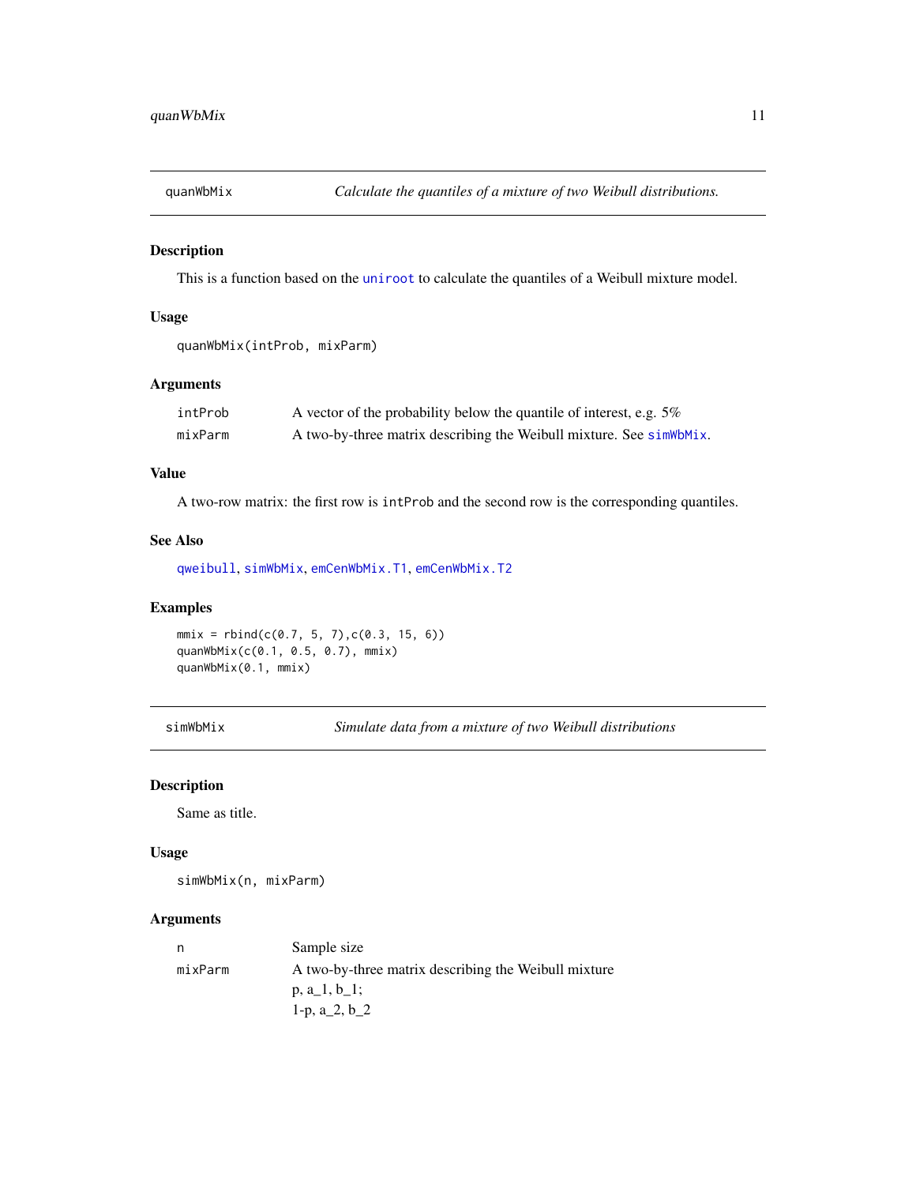## quanWbMix — *Calculate the quantiles of a mixture of two Weibull distributions.*

### Description

This is a function based on the `uniroot` to calculate the quantiles of a Weibull mixture model.

### Usage

```
quanWbMix(intProb, mixParm)
```

### Arguments

| | |
|---|---|
| `intProb` | A vector of the probability below the quantile of interest, e.g. 5% |
| `mixParm` | A two-by-three matrix describing the Weibull mixture. See `simWbMix`. |

### Value

A two-row matrix: the first row is `intProb` and the second row is the corresponding quantiles.

### See Also

`qweibull`, `simWbMix`, `emCenWbMix.T1`, `emCenWbMix.T2`

### Examples

```
mmix = rbind(c(0.7, 5, 7),c(0.3, 15, 6))
quanWbMix(c(0.1, 0.5, 0.7), mmix)
quanWbMix(0.1, mmix)
```

## simWbMix — *Simulate data from a mixture of two Weibull distributions*

### Description

Same as title.

### Usage

```
simWbMix(n, mixParm)
```

### Arguments

| | |
|---|---|
| `n` | Sample size |
| `mixParm` | A two-by-three matrix describing the Weibull mixture<br>p, a_1, b_1;<br>1-p, a_2, b_2 |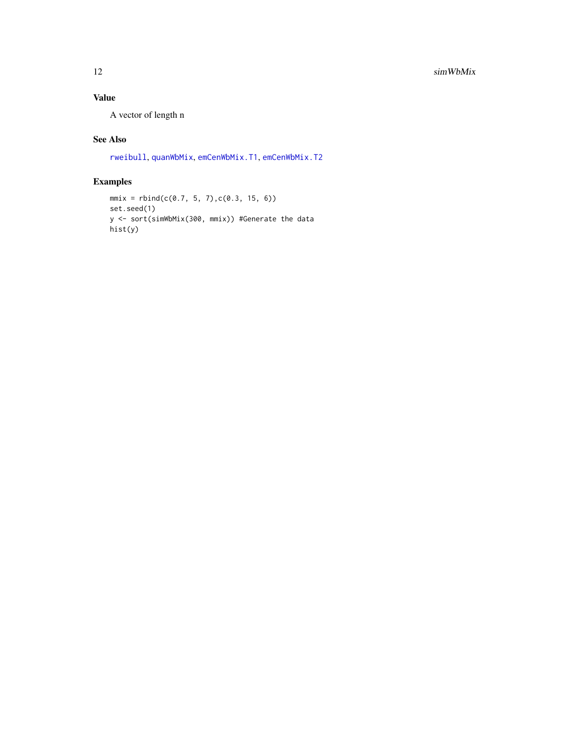## Value

A vector of length n

## See Also

`rweibull`, `quanWbMix`, `emCenWbMix.T1`, `emCenWbMix.T2`

## Examples

```
mmix = rbind(c(0.7, 5, 7),c(0.3, 15, 6))
set.seed(1)
y <- sort(simWbMix(300, mmix)) #Generate the data
hist(y)
```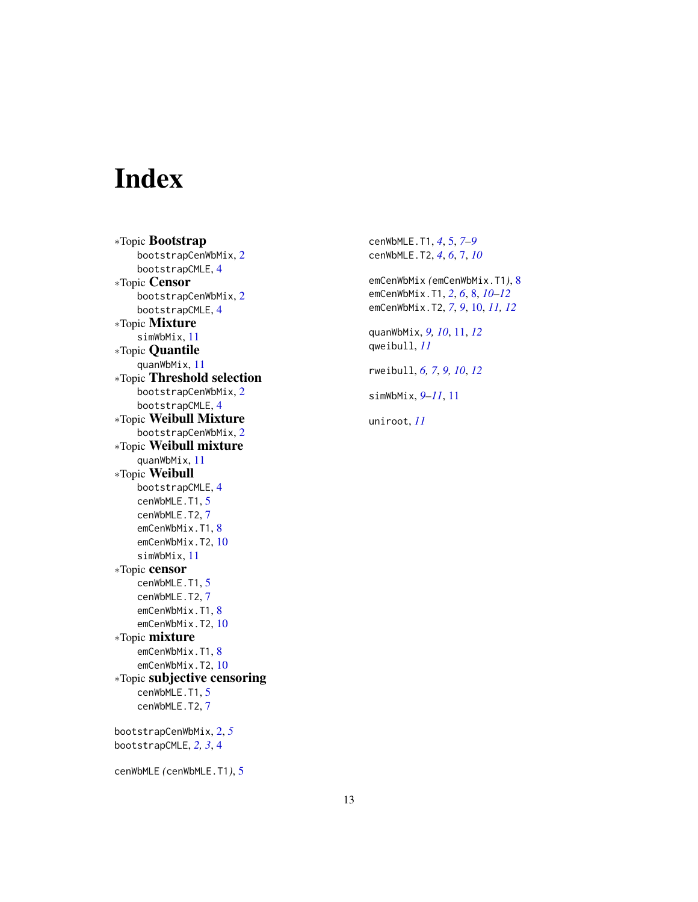# Index

*Topic **Bootstrap**
  bootstrapCenWbMix, 2
  bootstrapCMLE, 4
*Topic **Censor**
  bootstrapCenWbMix, 2
  bootstrapCMLE, 4
*Topic **Mixture**
  simWbMix, 11
*Topic **Quantile**
  quanWbMix, 11
*Topic **Threshold selection**
  bootstrapCenWbMix, 2
  bootstrapCMLE, 4
*Topic **Weibull Mixture**
  bootstrapCenWbMix, 2
*Topic **Weibull mixture**
  quanWbMix, 11
*Topic **Weibull**
  bootstrapCMLE, 4
  cenWbMLE.T1, 5
  cenWbMLE.T2, 7
  emCenWbMix.T1, 8
  emCenWbMix.T2, 10
  simWbMix, 11
*Topic **censor**
  cenWbMLE.T1, 5
  cenWbMLE.T2, 7
  emCenWbMix.T1, 8
  emCenWbMix.T2, 10
*Topic **mixture**
  emCenWbMix.T1, 8
  emCenWbMix.T2, 10
*Topic **subjective censoring**
  cenWbMLE.T1, 5
  cenWbMLE.T2, 7

bootstrapCenWbMix, 2, *5*
bootstrapCMLE, *2, 3*, 4

cenWbMLE (cenWbMLE.T1), 5
cenWbMLE.T1, *4*, 5, *7–9*
cenWbMLE.T2, *4*, *6*, 7, *10*

emCenWbMix (emCenWbMix.T1), 8
emCenWbMix.T1, *2*, *6*, 8, *10–12*
emCenWbMix.T2, *7*, *9*, 10, *11, 12*

quanWbMix, *9, 10*, 11, *12*
qweibull, *11*

rweibull, *6, 7*, *9, 10*, *12*

simWbMix, *9–11*, 11

uniroot, *11*